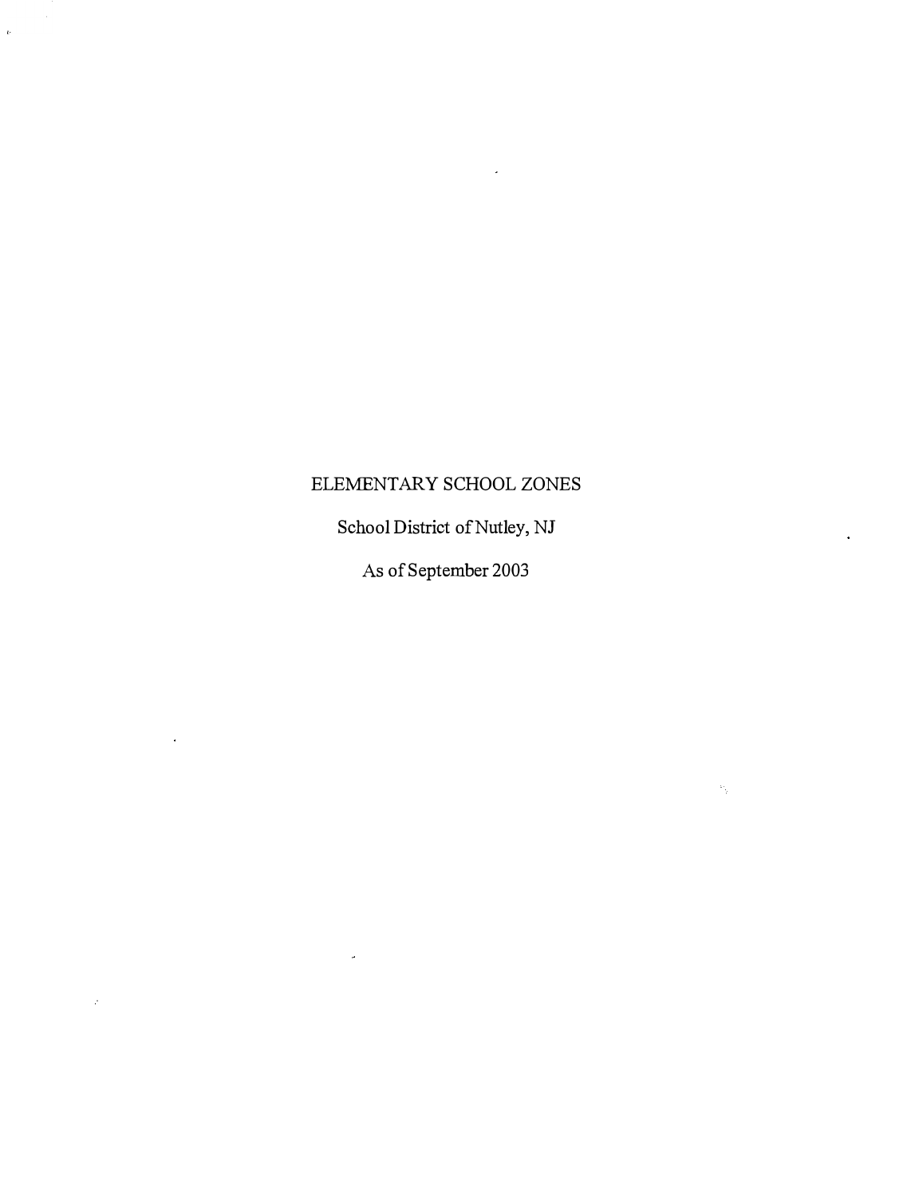# ELEMENTARY SCHOOL ZONES

School District of Nutley, NJ

As of September 2003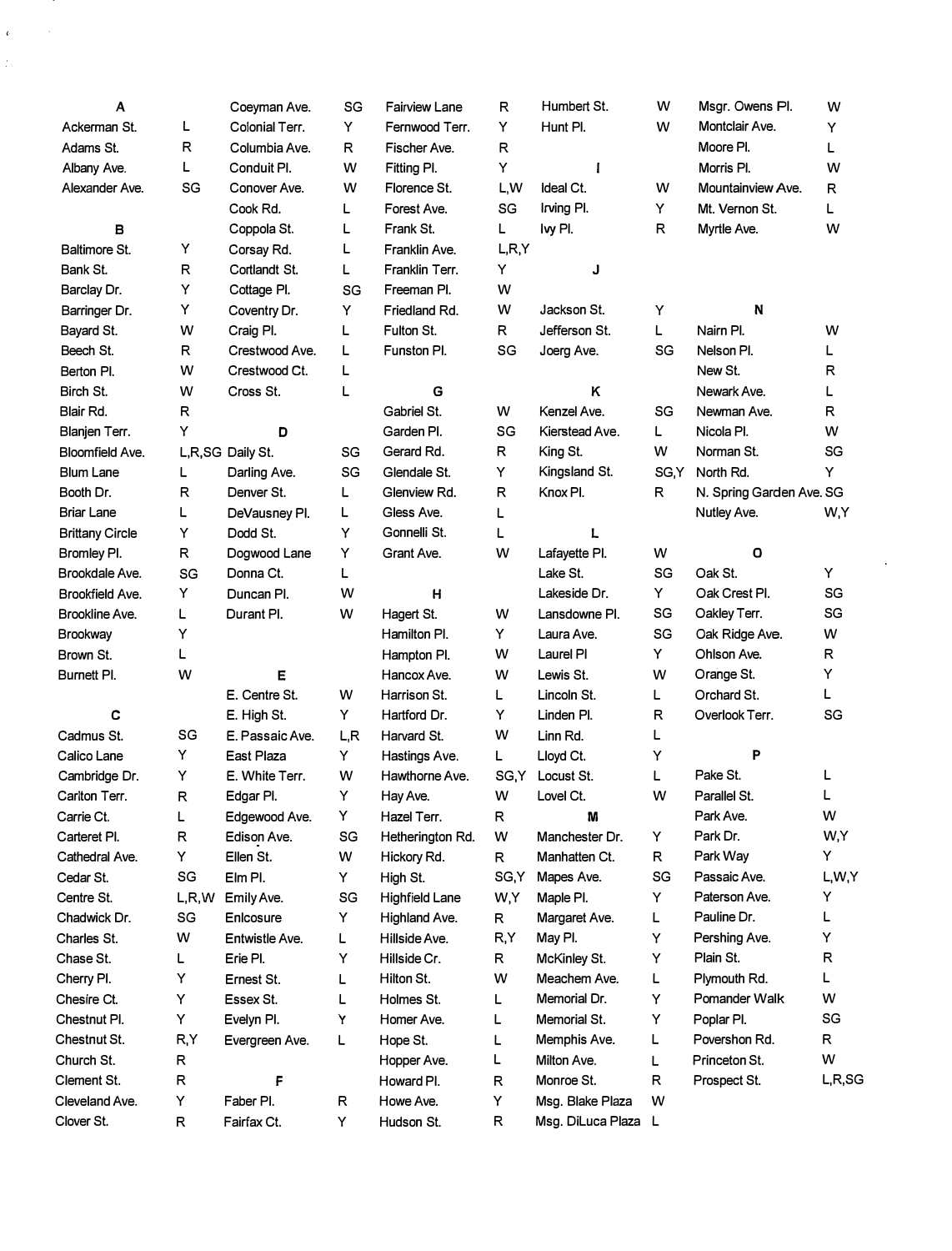## A

| Street | Code |
|---|---|
| Ackerman St. | L |
| Adams St. | R |
| Albany Ave. | L |
| Alexander Ave. | SG |

## B

| Street | Code |
|---|---|
| Baltimore St. | Y |
| Bank St. | R |
| Barclay Dr. | Y |
| Barringer Dr. | Y |
| Bayard St. | W |
| Beech St. | R |
| Berton Pl. | W |
| Birch St. | W |
| Blair Rd. | R |
| Blanjen Terr. | Y |
| Bloomfield Ave. | L,R,SG |
| Blum Lane | L |
| Booth Dr. | R |
| Briar Lane | L |
| Brittany Circle | Y |
| Bromley Pl. | R |
| Brookdale Ave. | SG |
| Brookfield Ave. | Y |
| Brookline Ave. | L |
| Brookway | Y |
| Brown St. | L |
| Burnett Pl. | W |

## C

| Street | Code |
|---|---|
| Cadmus St. | SG |
| Calico Lane | Y |
| Cambridge Dr. | Y |
| Carlton Terr. | R |
| Carrie Ct. | L |
| Carteret Pl. | R |
| Cathedral Ave. | Y |
| Cedar St. | SG |
| Centre St. | L,R,W |
| Chadwick Dr. | SG |
| Charles St. | W |
| Chase St. | L |
| Cherry Pl. | Y |
| Chesire Ct. | Y |
| Chestnut Pl. | Y |
| Chestnut St. | R,Y |
| Church St. | R |
| Clement St. | R |
| Cleveland Ave. | Y |
| Clover St. | R |
| Coeyman Ave. | SG |
| Colonial Terr. | Y |
| Columbia Ave. | R |
| Conduit Pl. | W |
| Conover Ave. | W |
| Cook Rd. | L |
| Coppola St. | L |
| Corsay Rd. | L |
| Cortlandt St. | L |
| Cottage Pl. | SG |
| Coventry Dr. | Y |
| Craig Pl. | L |
| Crestwood Ave. | L |
| Crestwood Ct. | L |
| Cross St. | L |

## D

| Street | Code |
|---|---|
| Daily St. | SG |
| Darling Ave. | SG |
| Denver St. | L |
| DeVausney Pl. | L |
| Dodd St. | Y |
| Dogwood Lane | Y |
| Donna Ct. | L |
| Duncan Pl. | W |
| Durant Pl. | W |

## E

| Street | Code |
|---|---|
| E. Centre St. | W |
| E. High St. | Y |
| E. Passaic Ave. | L,R |
| East Plaza | Y |
| E. White Terr. | W |
| Edgar Pl. | Y |
| Edgewood Ave. | Y |
| Edison Ave. | SG |
| Ellen St. | W |
| Elm Pl. | Y |
| Emily Ave. | SG |
| Enlcosure | Y |
| Entwistle Ave. | L |
| Erie Pl. | Y |
| Ernest St. | L |
| Essex St. | L |
| Evelyn Pl. | Y |
| Evergreen Ave. | L |

## F

| Street | Code |
|---|---|
| Faber Pl. | R |
| Fairfax Ct. | Y |
| Fairview Lane | R |
| Fernwood Terr. | Y |
| Fischer Ave. | R |
| Fitting Pl. | Y |
| Florence St. | L,W |
| Forest Ave. | SG |
| Frank St. | L |
| Franklin Ave. | L,R,Y |
| Franklin Terr. | Y |
| Freeman Pl. | W |
| Friedland Rd. | W |
| Fulton St. | R |
| Funston Pl. | SG |

## G

| Street | Code |
|---|---|
| Gabriel St. | W |
| Garden Pl. | SG |
| Gerard Rd. | R |
| Glendale St. | Y |
| Glenview Rd. | R |
| Gless Ave. | L |
| Gonnelli St. | L |
| Grant Ave. | W |

## H

| Street | Code |
|---|---|
| Hagert St. | W |
| Hamilton Pl. | Y |
| Hampton Pl. | W |
| Hancox Ave. | W |
| Harrison St. | L |
| Hartford Dr. | Y |
| Harvard St. | W |
| Hastings Ave. | L |
| Hawthorne Ave. | SG,Y |
| Hay Ave. | W |
| Hazel Terr. | R |
| Hetherington Rd. | W |
| Hickory Rd. | R |
| High St. | SG,Y |
| Highfield Lane | W,Y |
| Highland Ave. | R |
| Hillside Ave. | R,Y |
| Hillside Cr. | R |
| Hilton St. | W |
| Holmes St. | L |
| Homer Ave. | L |
| Hope St. | L |
| Hopper Ave. | L |
| Howard Pl. | R |
| Howe Ave. | Y |
| Hudson St. | R |
| Humbert St. | W |
| Hunt Pl. | W |

## I

| Street | Code |
|---|---|
| Ideal Ct. | W |
| Irving Pl. | Y |
| Ivy Pl. | R |

## J

| Street | Code |
|---|---|
| Jackson St. | Y |
| Jefferson St. | L |
| Joerg Ave. | SG |

## K

| Street | Code |
|---|---|
| Kenzel Ave. | SG |
| Kierstead Ave. | L |
| King St. | W |
| Kingsland St. | SG,Y |
| Knox Pl. | R |

## L

| Street | Code |
|---|---|
| Lafayette Pl. | W |
| Lake St. | SG |
| Lakeside Dr. | Y |
| Lansdowne Pl. | SG |
| Laura Ave. | SG |
| Laurel Pl | Y |
| Lewis St. | W |
| Lincoln St. | L |
| Linden Pl. | R |
| Linn Rd. | L |
| Lloyd Ct. | Y |
| Locust St. | L |
| Lovel Ct. | W |

## M

| Street | Code |
|---|---|
| Manchester Dr. | Y |
| Manhatten Ct. | R |
| Mapes Ave. | SG |
| Maple Pl. | Y |
| Margaret Ave. | L |
| May Pl. | Y |
| McKinley St. | Y |
| Meachem Ave. | L |
| Memorial Dr. | Y |
| Memorial St. | Y |
| Memphis Ave. | L |
| Milton Ave. | L |
| Monroe St. | R |
| Msg. Blake Plaza | W |
| Msg. DiLuca Plaza | L |
| Msgr. Owens Pl. | W |
| Montclair Ave. | Y |
| Moore Pl. | L |
| Morris Pl. | W |
| Mountainview Ave. | R |
| Mt. Vernon St. | L |
| Myrtle Ave. | W |

## N

| Street | Code |
|---|---|
| Nairn Pl. | W |
| Nelson Pl. | L |
| New St. | R |
| Newark Ave. | L |
| Newman Ave. | R |
| Nicola Pl. | W |
| Norman St. | SG |
| North Rd. | Y |
| N. Spring Garden Ave. | SG |
| Nutley Ave. | W,Y |

## O

| Street | Code |
|---|---|
| Oak St. | Y |
| Oak Crest Pl. | SG |
| Oakley Terr. | SG |
| Oak Ridge Ave. | W |
| Ohlson Ave. | R |
| Orange St. | Y |
| Orchard St. | L |
| Overlook Terr. | SG |

## P

| Street | Code |
|---|---|
| Pake St. | L |
| Parallel St. | L |
| Park Ave. | W |
| Park Dr. | W,Y |
| Park Way | Y |
| Passaic Ave. | L,W,Y |
| Paterson Ave. | Y |
| Pauline Dr. | L |
| Pershing Ave. | Y |
| Plain St. | R |
| Plymouth Rd. | L |
| Pomander Walk | W |
| Poplar Pl. | SG |
| Povershon Rd. | R |
| Princeton St. | W |
| Prospect St. | L,R,SG |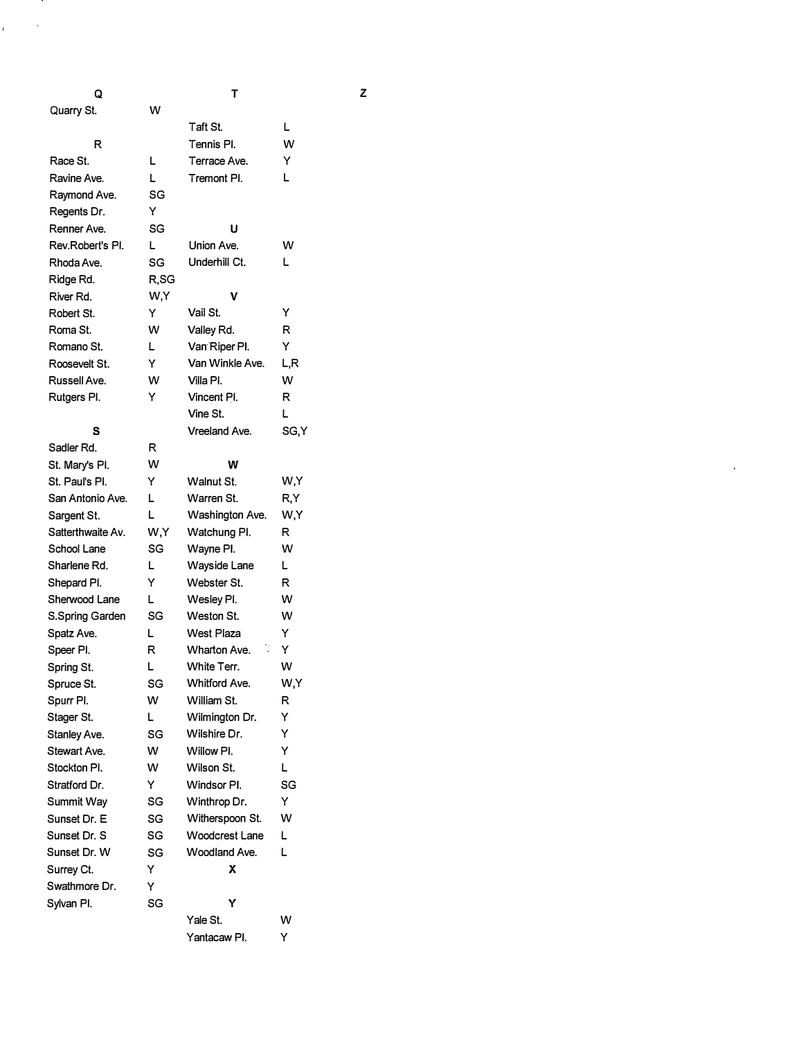**Q**

| | |
|---|---|
| Quarry St. | W |

**R**

| | |
|---|---|
| Race St. | L |
| Ravine Ave. | L |
| Raymond Ave. | SG |
| Regents Dr. | Y |
| Renner Ave. | SG |
| Rev.Robert's Pl. | L |
| Rhoda Ave. | SG |
| Ridge Rd. | R,SG |
| River Rd. | W,Y |
| Robert St. | Y |
| Roma St. | W |
| Romano St. | L |
| Roosevelt St. | Y |
| Russell Ave. | W |
| Rutgers Pl. | Y |

**S**

| | |
|---|---|
| Sadler Rd. | R |
| St. Mary's Pl. | W |
| St. Paul's Pl. | Y |
| San Antonio Ave. | L |
| Sargent St. | L |
| Satterthwaite Av. | W,Y |
| School Lane | SG |
| Sharlene Rd. | L |
| Shepard Pl. | Y |
| Sherwood Lane | L |
| S.Spring Garden | SG |
| Spatz Ave. | L |
| Speer Pl. | R |
| Spring St. | L |
| Spruce St. | SG |
| Spurr Pl. | W |
| Stager St. | L |
| Stanley Ave. | SG |
| Stewart Ave. | W |
| Stockton Pl. | W |
| Stratford Dr. | Y |
| Summit Way | SG |
| Sunset Dr. E | SG |
| Sunset Dr. S | SG |
| Sunset Dr. W | SG |
| Surrey Ct. | Y |
| Swathmore Dr. | Y |
| Sylvan Pl. | SG |

**T**

| | |
|---|---|
| Taft St. | L |
| Tennis Pl. | W |
| Terrace Ave. | Y |
| Tremont Pl. | L |

**U**

| | |
|---|---|
| Union Ave. | W |
| Underhill Ct. | L |

**V**

| | |
|---|---|
| Vail St. | Y |
| Valley Rd. | R |
| Van Riper Pl. | Y |
| Van Winkle Ave. | L,R |
| Villa Pl. | W |
| Vincent Pl. | R |
| Vine St. | L |
| Vreeland Ave. | SG,Y |

**W**

| | |
|---|---|
| Walnut St. | W,Y |
| Warren St. | R,Y |
| Washington Ave. | W,Y |
| Watchung Pl. | R |
| Wayne Pl. | W |
| Wayside Lane | L |
| Webster St. | R |
| Wesley Pl. | W |
| Weston St. | W |
| West Plaza | Y |
| Wharton Ave. | Y |
| White Terr. | W |
| Whitford Ave. | W,Y |
| William St. | R |
| Wilmington Dr. | Y |
| Wilshire Dr. | Y |
| Willow Pl. | Y |
| Wilson St. | L |
| Windsor Pl. | SG |
| Winthrop Dr. | Y |
| Witherspoon St. | W |
| Woodcrest Lane | L |
| Woodland Ave. | L |

**X**

**Y**

| | |
|---|---|
| Yale St. | W |
| Yantacaw Pl. | Y |

**Z**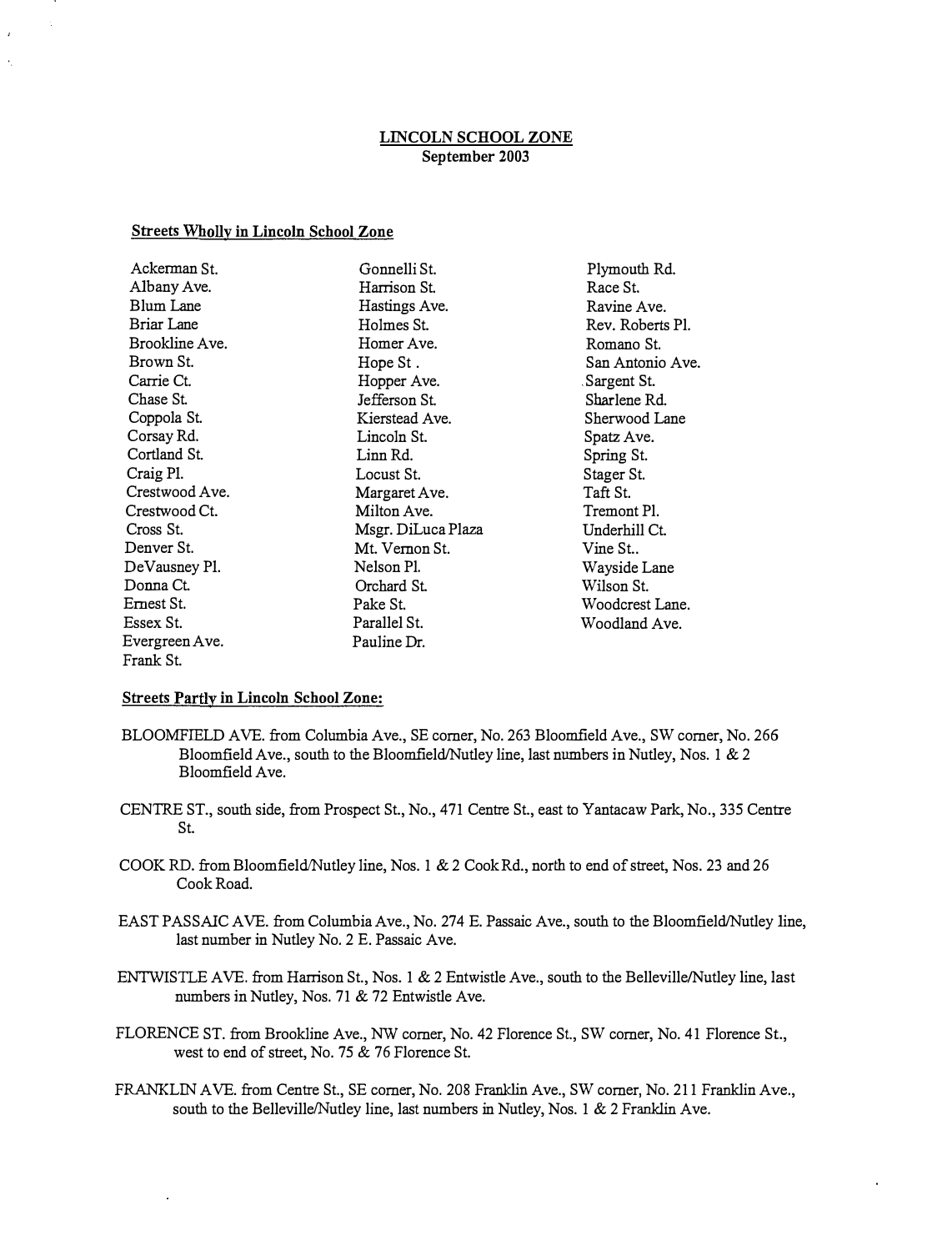# LINCOLN SCHOOL ZONE

**September 2003**

## Streets Wholly in Lincoln School Zone

Ackerman St.
Albany Ave.
Blum Lane
Briar Lane
Brookline Ave.
Brown St.
Carrie Ct.
Chase St.
Coppola St.
Corsay Rd.
Cortland St.
Craig Pl.
Crestwood Ave.
Crestwood Ct.
Cross St.
Denver St.
DeVausney Pl.
Donna Ct.
Ernest St.
Essex St.
Evergreen Ave.
Frank St.
Gonnelli St.
Harrison St.
Hastings Ave.
Holmes St.
Homer Ave.
Hope St .
Hopper Ave.
Jefferson St.
Kierstead Ave.
Lincoln St.
Linn Rd.
Locust St.
Margaret Ave.
Milton Ave.
Msgr. DiLuca Plaza
Mt. Vernon St.
Nelson Pl.
Orchard St.
Pake St.
Parallel St.
Pauline Dr.
Plymouth Rd.
Race St.
Ravine Ave.
Rev. Roberts Pl.
Romano St.
San Antonio Ave.
Sargent St.
Sharlene Rd.
Sherwood Lane
Spatz Ave.
Spring St.
Stager St.
Taft St.
Tremont Pl.
Underhill Ct.
Vine St..
Wayside Lane
Wilson St.
Woodcrest Lane.
Woodland Ave.

## Streets Partly in Lincoln School Zone:

BLOOMFIELD AVE. from Columbia Ave., SE corner, No. 263 Bloomfield Ave., SW corner, No. 266 Bloomfield Ave., south to the Bloomfield/Nutley line, last numbers in Nutley, Nos. 1 & 2 Bloomfield Ave.

CENTRE ST., south side, from Prospect St., No., 471 Centre St., east to Yantacaw Park, No., 335 Centre St.

COOK RD. from Bloomfield/Nutley line, Nos. 1 & 2 Cook Rd., north to end of street, Nos. 23 and 26 Cook Road.

EAST PASSAIC AVE. from Columbia Ave., No. 274 E. Passaic Ave., south to the Bloomfield/Nutley line, last number in Nutley No. 2 E. Passaic Ave.

ENTWISTLE AVE. from Harrison St., Nos. 1 & 2 Entwistle Ave., south to the Belleville/Nutley line, last numbers in Nutley, Nos. 71 & 72 Entwistle Ave.

FLORENCE ST. from Brookline Ave., NW corner, No. 42 Florence St., SW corner, No. 41 Florence St., west to end of street, No. 75 & 76 Florence St.

FRANKLIN AVE. from Centre St., SE corner, No. 208 Franklin Ave., SW corner, No. 211 Franklin Ave., south to the Belleville/Nutley line, last numbers in Nutley, Nos. 1 & 2 Franklin Ave.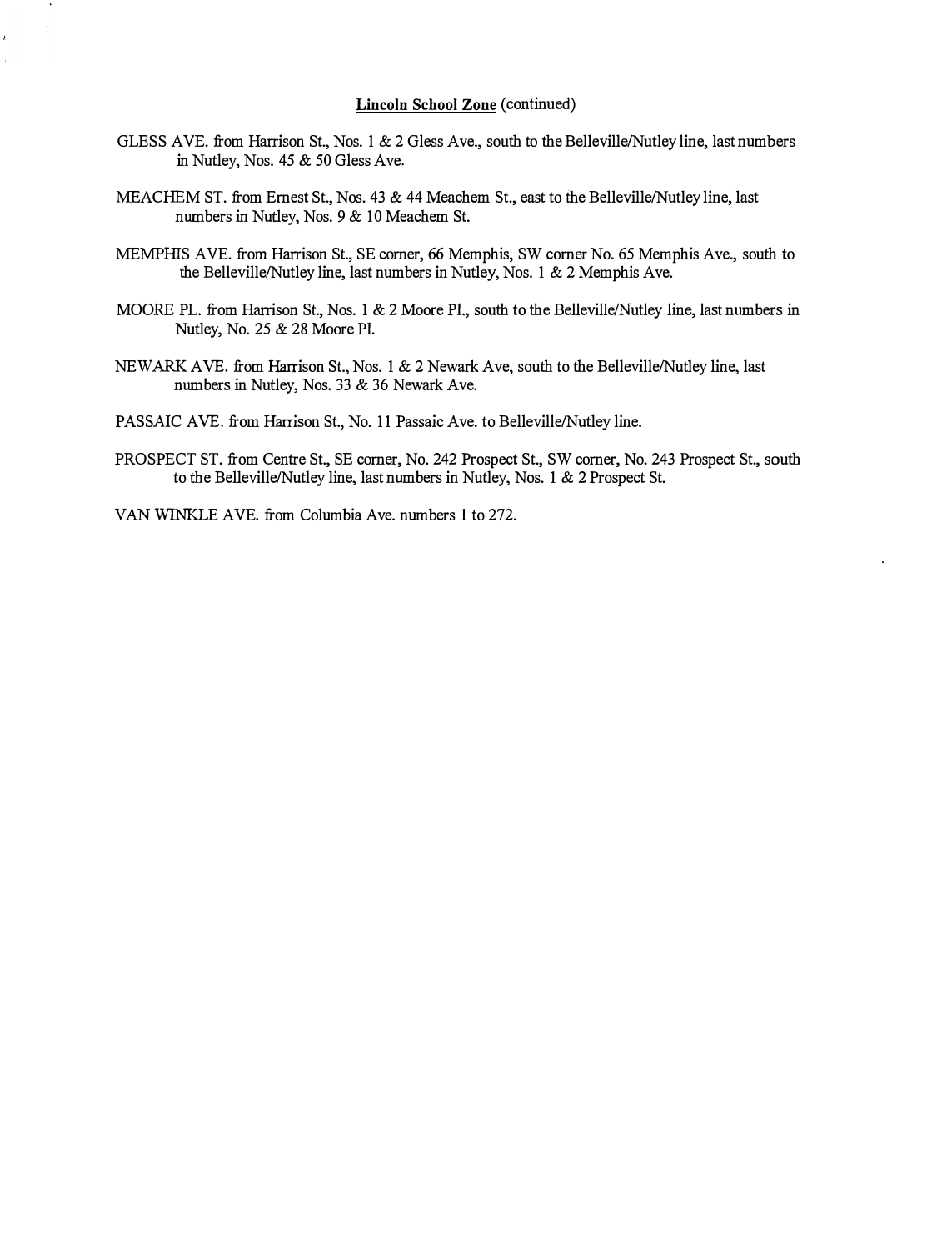**Lincoln School Zone** (continued)

GLESS AVE. from Harrison St., Nos. 1 & 2 Gless Ave., south to the Belleville/Nutley line, last numbers in Nutley, Nos. 45 & 50 Gless Ave.

MEACHEM ST. from Ernest St., Nos. 43 & 44 Meachem St., east to the Belleville/Nutley line, last numbers in Nutley, Nos. 9 & 10 Meachem St.

MEMPHIS AVE. from Harrison St., SE corner, 66 Memphis, SW corner No. 65 Memphis Ave., south to the Belleville/Nutley line, last numbers in Nutley, Nos. 1 & 2 Memphis Ave.

MOORE PL. from Harrison St., Nos. 1 & 2 Moore Pl., south to the Belleville/Nutley line, last numbers in Nutley, No. 25 & 28 Moore Pl.

NEWARK AVE. from Harrison St., Nos. 1 & 2 Newark Ave, south to the Belleville/Nutley line, last numbers in Nutley, Nos. 33 & 36 Newark Ave.

PASSAIC AVE. from Harrison St., No. 11 Passaic Ave. to Belleville/Nutley line.

PROSPECT ST. from Centre St., SE corner, No. 242 Prospect St., SW corner, No. 243 Prospect St., south to the Belleville/Nutley line, last numbers in Nutley, Nos. 1 & 2 Prospect St.

VAN WINKLE AVE. from Columbia Ave. numbers 1 to 272.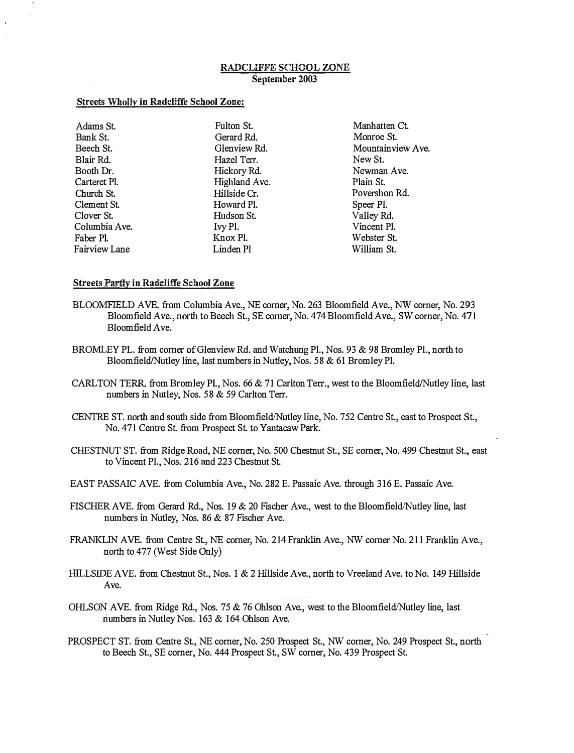# RADCLIFFE SCHOOL ZONE
## September 2003

**Streets Wholly in Radcliffe School Zone:**

Adams St.
Bank St.
Beech St.
Blair Rd.
Booth Dr.
Carteret Pl.
Church St.
Clement St.
Clover St.
Columbia Ave.
Faber Pl.
Fairview Lane
Fulton St.
Gerard Rd.
Glenview Rd.
Hazel Terr.
Hickory Rd.
Highland Ave.
Hillside Cr.
Howard Pl.
Hudson St.
Ivy Pl.
Knox Pl.
Linden Pl
Manhatten Ct.
Monroe St.
Mountainview Ave.
New St.
Newman Ave.
Plain St.
Povershon Rd.
Speer Pl.
Valley Rd.
Vincent Pl.
Webster St.
William St.

**Streets Partly in Radcliffe School Zone**

BLOOMFIELD AVE. from Columbia Ave., NE corner, No. 263 Bloomfield Ave., NW corner, No. 293 Bloomfield Ave., north to Beech St., SE corner, No. 474 Bloomfield Ave., SW corner, No. 471 Bloomfield Ave.

BROMLEY PL. from corner of Glenview Rd. and Watchung Pl., Nos. 93 & 98 Bromley Pl., north to Bloomfield/Nutley line, last numbers in Nutley, Nos. 58 & 61 Bromley Pl.

CARLTON TERR. from Bromley Pl., Nos. 66 & 71 Carlton Terr., west to the Bloomfield/Nutley line, last numbers in Nutley, Nos. 58 & 59 Carlton Terr.

CENTRE ST. north and south side from Bloomfield/Nutley line, No. 752 Centre St., east to Prospect St., No. 471 Centre St. from Prospect St. to Yantacaw Park.

CHESTNUT ST. from Ridge Road, NE corner, No. 500 Chestnut St., SE corner, No. 499 Chestnut St., east to Vincent Pl., Nos. 216 and 223 Chestnut St.

EAST PASSAIC AVE. from Columbia Ave., No. 282 E. Passaic Ave. through 316 E. Passaic Ave.

FISCHER AVE. from Gerard Rd., Nos. 19 & 20 Fischer Ave., west to the Bloomfield/Nutley line, last numbers in Nutley, Nos. 86 & 87 Fischer Ave.

FRANKLIN AVE. from Centre St., NE corner, No. 214 Franklin Ave., NW corner No. 211 Franklin Ave., north to 477 (West Side Only)

HILLSIDE AVE. from Chestnut St., Nos. 1 & 2 Hillside Ave., north to Vreeland Ave. to No. 149 Hillside Ave.

OHLSON AVE. from Ridge Rd., Nos. 75 & 76 Ohlson Ave., west to the Bloomfield/Nutley line, last numbers in Nutley Nos. 163 & 164 Ohlson Ave.

PROSPECT ST. from Centre St., NE corner, No. 250 Prospect St., NW corner, No. 249 Prospect St., north to Beech St., SE corner, No. 444 Prospect St., SW corner, No. 439 Prospect St.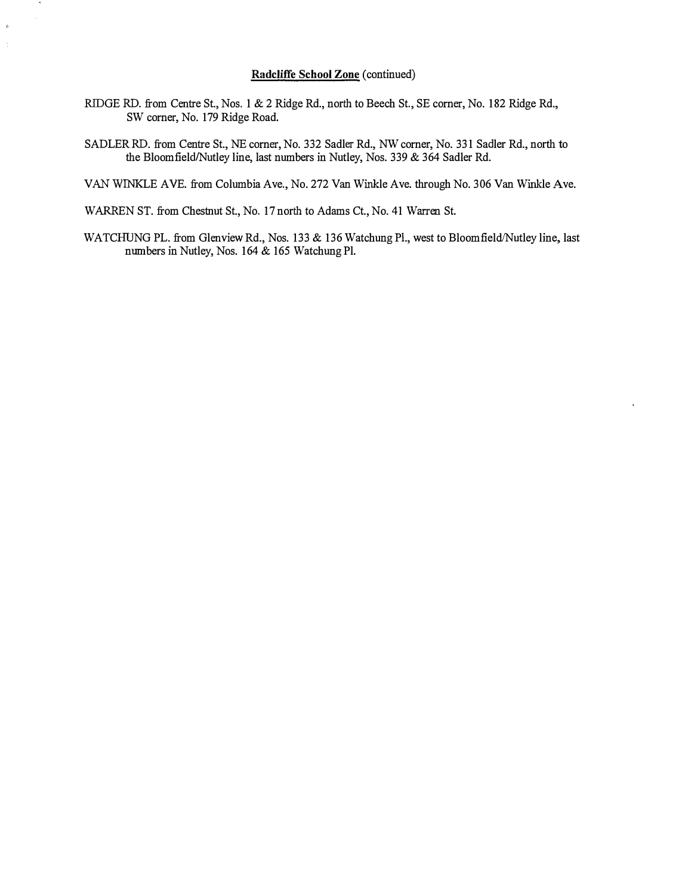**Radcliffe School Zone** (continued)

RIDGE RD. from Centre St., Nos. 1 & 2 Ridge Rd., north to Beech St., SE corner, No. 182 Ridge Rd., SW corner, No. 179 Ridge Road.

SADLER RD. from Centre St., NE corner, No. 332 Sadler Rd., NW corner, No. 331 Sadler Rd., north to the Bloomfield/Nutley line, last numbers in Nutley, Nos. 339 & 364 Sadler Rd.

VAN WINKLE AVE. from Columbia Ave., No. 272 Van Winkle Ave. through No. 306 Van Winkle Ave.

WARREN ST. from Chestnut St., No. 17 north to Adams Ct., No. 41 Warren St.

WATCHUNG PL. from Glenview Rd., Nos. 133 & 136 Watchung Pl., west to Bloomfield/Nutley line, last numbers in Nutley, Nos. 164 & 165 Watchung Pl.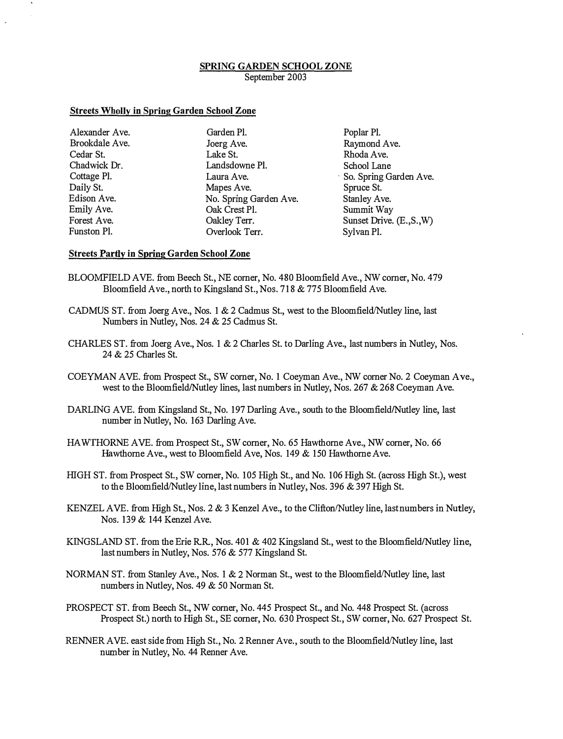# SPRING GARDEN SCHOOL ZONE

September 2003

## Streets Wholly in Spring Garden School Zone

| | | |
|---|---|---|
| Alexander Ave. | Garden Pl. | Poplar Pl. |
| Brookdale Ave. | Joerg Ave. | Raymond Ave. |
| Cedar St. | Lake St. | Rhoda Ave. |
| Chadwick Dr. | Landsdowne Pl. | School Lane |
| Cottage Pl. | Laura Ave. | So. Spring Garden Ave. |
| Daily St. | Mapes Ave. | Spruce St. |
| Edison Ave. | No. Spring Garden Ave. | Stanley Ave. |
| Emily Ave. | Oak Crest Pl. | Summit Way |
| Forest Ave. | Oakley Terr. | Sunset Drive. (E.,S.,W) |
| Funston Pl. | Overlook Terr. | Sylvan Pl. |

## Streets Partly in Spring Garden School Zone

BLOOMFIELD AVE. from Beech St., NE corner, No. 480 Bloomfield Ave., NW corner, No. 479 Bloomfield Ave., north to Kingsland St., Nos. 718 & 775 Bloomfield Ave.

CADMUS ST. from Joerg Ave., Nos. 1 & 2 Cadmus St., west to the Bloomfield/Nutley line, last Numbers in Nutley, Nos. 24 & 25 Cadmus St.

CHARLES ST. from Joerg Ave., Nos. 1 & 2 Charles St. to Darling Ave., last numbers in Nutley, Nos. 24 & 25 Charles St.

COEYMAN AVE. from Prospect St., SW corner, No. 1 Coeyman Ave., NW corner No. 2 Coeyman Ave., west to the Bloomfield/Nutley lines, last numbers in Nutley, Nos. 267 & 268 Coeyman Ave.

DARLING AVE. from Kingsland St., No. 197 Darling Ave., south to the Bloomfield/Nutley line, last number in Nutley, No. 163 Darling Ave.

HAWTHORNE AVE. from Prospect St., SW corner, No. 65 Hawthorne Ave., NW corner, No. 66 Hawthorne Ave., west to Bloomfield Ave, Nos. 149 & 150 Hawthorne Ave.

HIGH ST. from Prospect St., SW corner, No. 105 High St., and No. 106 High St. (across High St.), west to the Bloomfield/Nutley line, last numbers in Nutley, Nos. 396 & 397 High St.

KENZEL AVE. from High St., Nos. 2 & 3 Kenzel Ave., to the Clifton/Nutley line, last numbers in Nutley, Nos. 139 & 144 Kenzel Ave.

KINGSLAND ST. from the Erie R.R., Nos. 401 & 402 Kingsland St., west to the Bloomfield/Nutley line, last numbers in Nutley, Nos. 576 & 577 Kingsland St.

NORMAN ST. from Stanley Ave., Nos. 1 & 2 Norman St., west to the Bloomfield/Nutley line, last numbers in Nutley, Nos. 49 & 50 Norman St.

PROSPECT ST. from Beech St., NW corner, No. 445 Prospect St., and No. 448 Prospect St. (across Prospect St.) north to High St., SE corner, No. 630 Prospect St., SW corner, No. 627 Prospect St.

RENNER AVE. east side from High St., No. 2 Renner Ave., south to the Bloomfield/Nutley line, last number in Nutley, No. 44 Renner Ave.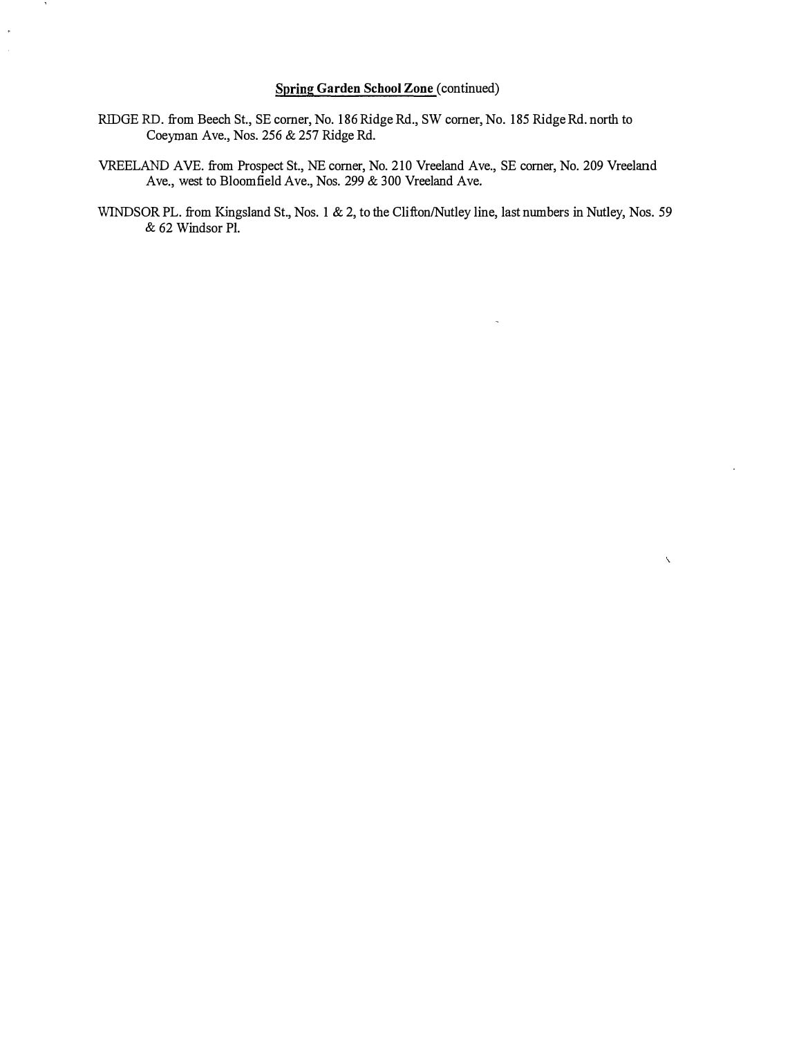**Spring Garden School Zone** (continued)

RIDGE RD. from Beech St., SE corner, No. 186 Ridge Rd., SW corner, No. 185 Ridge Rd. north to Coeyman Ave., Nos. 256 & 257 Ridge Rd.

VREELAND AVE. from Prospect St., NE corner, No. 210 Vreeland Ave., SE corner, No. 209 Vreeland Ave., west to Bloomfield Ave., Nos. 299 & 300 Vreeland Ave.

WINDSOR PL. from Kingsland St., Nos. 1 & 2, to the Clifton/Nutley line, last numbers in Nutley, Nos. 59 & 62 Windsor Pl.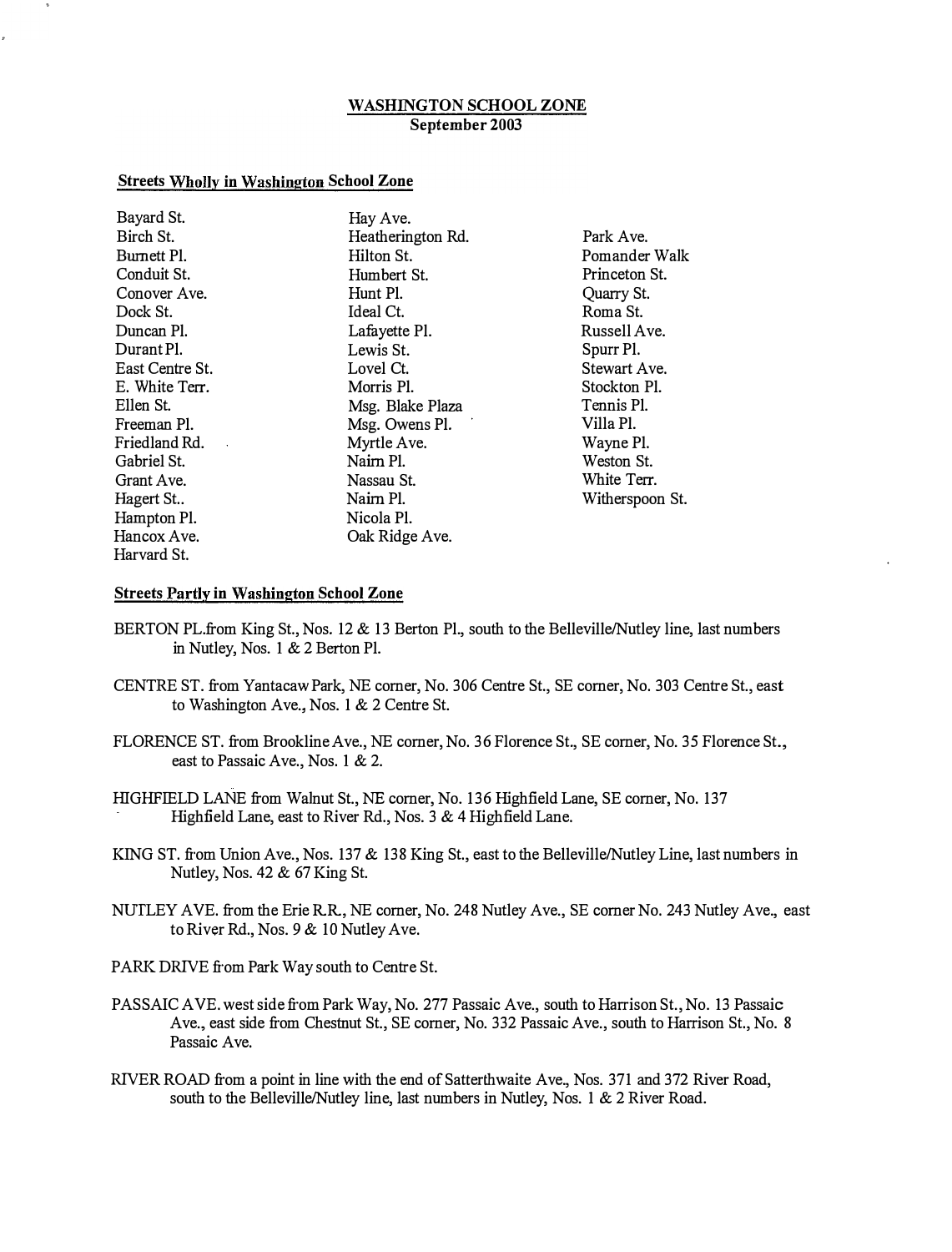# WASHINGTON SCHOOL ZONE

**September 2003**

## Streets Wholly in Washington School Zone

- Bayard St.
- Birch St.
- Burnett Pl.
- Conduit St.
- Conover Ave.
- Dock St.
- Duncan Pl.
- Durant Pl.
- East Centre St.
- E. White Terr.
- Ellen St.
- Freeman Pl.
- Friedland Rd.
- Gabriel St.
- Grant Ave.
- Hagert St..
- Hampton Pl.
- Hancox Ave.
- Harvard St.
- Hay Ave.
- Heatherington Rd.
- Hilton St.
- Humbert St.
- Hunt Pl.
- Ideal Ct.
- Lafayette Pl.
- Lewis St.
- Lovel Ct.
- Morris Pl.
- Msg. Blake Plaza
- Msg. Owens Pl.
- Myrtle Ave.
- Nairn Pl.
- Nassau St.
- Nairn Pl.
- Nicola Pl.
- Oak Ridge Ave.
- Park Ave.
- Pomander Walk
- Princeton St.
- Quarry St.
- Roma St.
- Russell Ave.
- Spurr Pl.
- Stewart Ave.
- Stockton Pl.
- Tennis Pl.
- Villa Pl.
- Wayne Pl.
- Weston St.
- White Terr.
- Witherspoon St.

## Streets Partly in Washington School Zone

BERTON PL.from King St., Nos. 12 & 13 Berton Pl., south to the Belleville/Nutley line, last numbers in Nutley, Nos. 1 & 2 Berton Pl.

CENTRE ST. from Yantacaw Park, NE corner, No. 306 Centre St., SE corner, No. 303 Centre St., east to Washington Ave., Nos. 1 & 2 Centre St.

FLORENCE ST. from Brookline Ave., NE corner, No. 36 Florence St., SE corner, No. 35 Florence St., east to Passaic Ave., Nos. 1 & 2.

HIGHFIELD LANE from Walnut St., NE corner, No. 136 Highfield Lane, SE corner, No. 137 Highfield Lane, east to River Rd., Nos. 3 & 4 Highfield Lane.

KING ST. from Union Ave., Nos. 137 & 138 King St., east to the Belleville/Nutley Line, last numbers in Nutley, Nos. 42 & 67 King St.

NUTLEY AVE. from the Erie R.R., NE corner, No. 248 Nutley Ave., SE corner No. 243 Nutley Ave., east to River Rd., Nos. 9 & 10 Nutley Ave.

PARK DRIVE from Park Way south to Centre St.

PASSAIC AVE. west side from Park Way, No. 277 Passaic Ave., south to Harrison St., No. 13 Passaic Ave., east side from Chestnut St., SE corner, No. 332 Passaic Ave., south to Harrison St., No. 8 Passaic Ave.

RIVER ROAD from a point in line with the end of Satterthwaite Ave., Nos. 371 and 372 River Road, south to the Belleville/Nutley line, last numbers in Nutley, Nos. 1 & 2 River Road.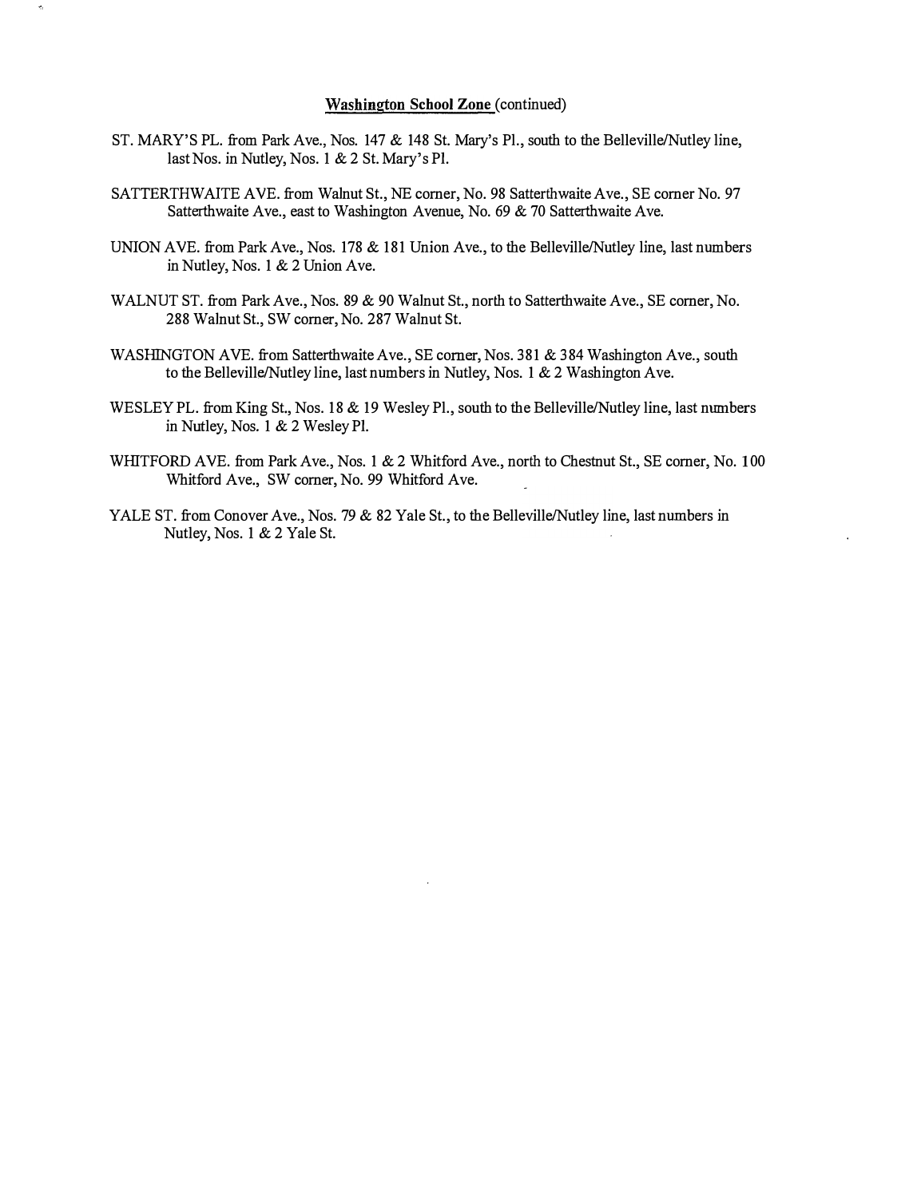**Washington School Zone** (continued)

ST. MARY'S PL. from Park Ave., Nos. 147 & 148 St. Mary's Pl., south to the Belleville/Nutley line, last Nos. in Nutley, Nos. 1 & 2 St. Mary's Pl.

SATTERTHWAITE AVE. from Walnut St., NE corner, No. 98 Satterthwaite Ave., SE corner No. 97 Satterthwaite Ave., east to Washington Avenue, No. 69 & 70 Satterthwaite Ave.

UNION AVE. from Park Ave., Nos. 178 & 181 Union Ave., to the Belleville/Nutley line, last numbers in Nutley, Nos. 1 & 2 Union Ave.

WALNUT ST. from Park Ave., Nos. 89 & 90 Walnut St., north to Satterthwaite Ave., SE corner, No. 288 Walnut St., SW corner, No. 287 Walnut St.

WASHINGTON AVE. from Satterthwaite Ave., SE corner, Nos. 381 & 384 Washington Ave., south to the Belleville/Nutley line, last numbers in Nutley, Nos. 1 & 2 Washington Ave.

WESLEY PL. from King St., Nos. 18 & 19 Wesley Pl., south to the Belleville/Nutley line, last numbers in Nutley, Nos. 1 & 2 Wesley Pl.

WHITFORD AVE. from Park Ave., Nos. 1 & 2 Whitford Ave., north to Chestnut St., SE corner, No. 100 Whitford Ave., SW corner, No. 99 Whitford Ave.

YALE ST. from Conover Ave., Nos. 79 & 82 Yale St., to the Belleville/Nutley line, last numbers in Nutley, Nos. 1 & 2 Yale St.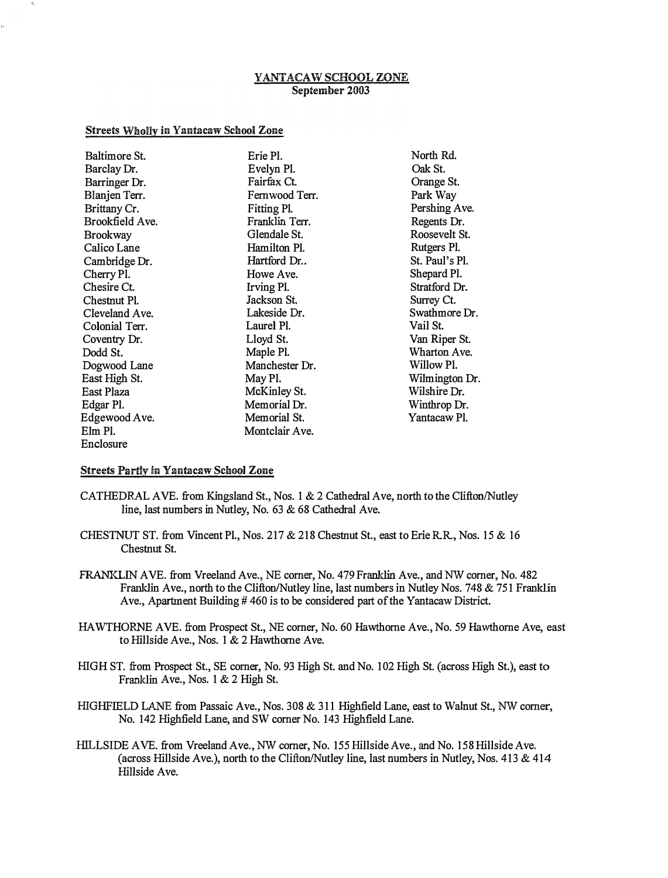## YANTACAW SCHOOL ZONE
**September 2003**

### Streets Wholly in Yantacaw School Zone

- Baltimore St.
- Barclay Dr.
- Barringer Dr.
- Blanjen Terr.
- Brittany Cr.
- Brookfield Ave.
- Brookway
- Calico Lane
- Cambridge Dr.
- Cherry Pl.
- Chesire Ct.
- Chestnut Pl.
- Cleveland Ave.
- Colonial Terr.
- Coventry Dr.
- Dodd St.
- Dogwood Lane
- East High St.
- East Plaza
- Edgar Pl.
- Edgewood Ave.
- Elm Pl.
- Enclosure
- Erie Pl.
- Evelyn Pl.
- Fairfax Ct.
- Fernwood Terr.
- Fitting Pl.
- Franklin Terr.
- Glendale St.
- Hamilton Pl.
- Hartford Dr..
- Howe Ave.
- Irving Pl.
- Jackson St.
- Lakeside Dr.
- Laurel Pl.
- Lloyd St.
- Maple Pl.
- Manchester Dr.
- May Pl.
- McKinley St.
- Memorial Dr.
- Memorial St.
- Montclair Ave.
- North Rd.
- Oak St.
- Orange St.
- Park Way
- Pershing Ave.
- Regents Dr.
- Roosevelt St.
- Rutgers Pl.
- St. Paul's Pl.
- Shepard Pl.
- Stratford Dr.
- Surrey Ct.
- Swathmore Dr.
- Vail St.
- Van Riper St.
- Wharton Ave.
- Willow Pl.
- Wilmington Dr.
- Wilshire Dr.
- Winthrop Dr.
- Yantacaw Pl.

### Streets Partly in Yantacaw School Zone

CATHEDRAL AVE. from Kingsland St., Nos. 1 & 2 Cathedral Ave, north to the Clifton/Nutley line, last numbers in Nutley, No. 63 & 68 Cathedral Ave.

CHESTNUT ST. from Vincent Pl., Nos. 217 & 218 Chestnut St., east to Erie R.R., Nos. 15 & 16 Chestnut St.

FRANKLIN AVE. from Vreeland Ave., NE corner, No. 479 Franklin Ave., and NW corner, No. 482 Franklin Ave., north to the Clifton/Nutley line, last numbers in Nutley Nos. 748 & 751 Franklin Ave., Apartment Building # 460 is to be considered part of the Yantacaw District.

HAWTHORNE AVE. from Prospect St., NE corner, No. 60 Hawthorne Ave., No. 59 Hawthorne Ave, east to Hillside Ave., Nos. 1 & 2 Hawthorne Ave.

HIGH ST. from Prospect St., SE corner, No. 93 High St. and No. 102 High St. (across High St.), east to Franklin Ave., Nos. 1 & 2 High St.

HIGHFIELD LANE from Passaic Ave., Nos. 308 & 311 Highfield Lane, east to Walnut St., NW corner, No. 142 Highfield Lane, and SW corner No. 143 Highfield Lane.

HILLSIDE AVE. from Vreeland Ave., NW corner, No. 155 Hillside Ave., and No. 158 Hillside Ave. (across Hillside Ave.), north to the Clifton/Nutley line, last numbers in Nutley, Nos. 413 & 414 Hillside Ave.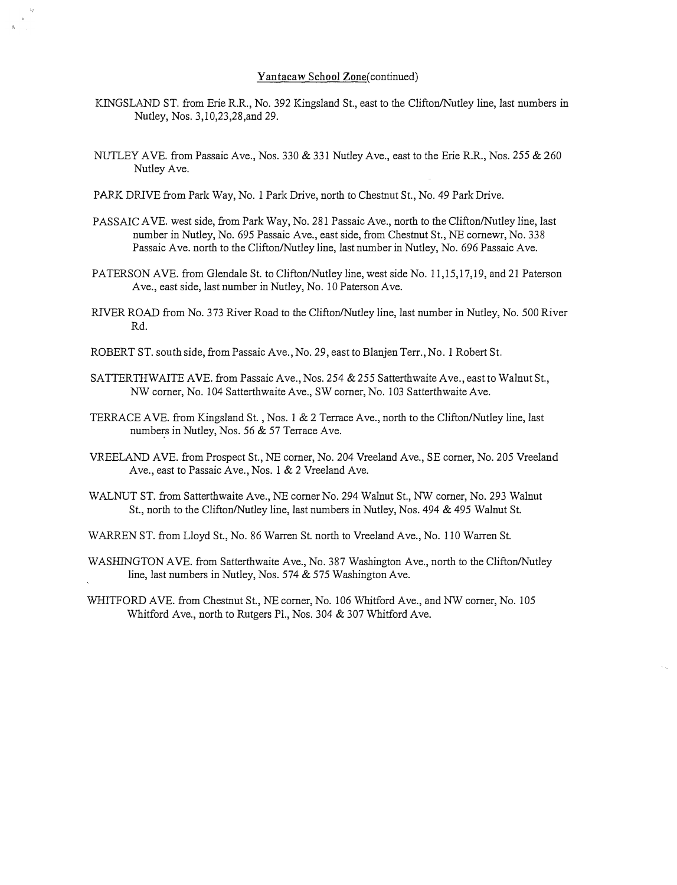Yantacaw School Zone(continued)

KINGSLAND ST. from Erie R.R., No. 392 Kingsland St., east to the Clifton/Nutley line, last numbers in Nutley, Nos. 3,10,23,28,and 29.

NUTLEY AVE. from Passaic Ave., Nos. 330 & 331 Nutley Ave., east to the Erie R.R., Nos. 255 & 260 Nutley Ave.

PARK DRIVE from Park Way, No. 1 Park Drive, north to Chestnut St., No. 49 Park Drive.

PASSAIC AVE. west side, from Park Way, No. 281 Passaic Ave., north to the Clifton/Nutley line, last number in Nutley, No. 695 Passaic Ave., east side, from Chestnut St., NE cornewr, No. 338 Passaic Ave. north to the Clifton/Nutley line, last number in Nutley, No. 696 Passaic Ave.

PATERSON AVE. from Glendale St. to Clifton/Nutley line, west side No. 11,15,17,19, and 21 Paterson Ave., east side, last number in Nutley, No. 10 Paterson Ave.

RIVER ROAD from No. 373 River Road to the Clifton/Nutley line, last number in Nutley, No. 500 River Rd.

ROBERT ST. south side, from Passaic Ave., No. 29, east to Blanjen Terr., No. 1 Robert St.

SATTERTHWAITE AVE. from Passaic Ave., Nos. 254 & 255 Satterthwaite Ave., east to Walnut St., NW corner, No. 104 Satterthwaite Ave., SW corner, No. 103 Satterthwaite Ave.

TERRACE AVE. from Kingsland St. , Nos. 1 & 2 Terrace Ave., north to the Clifton/Nutley line, last numbers in Nutley, Nos. 56 & 57 Terrace Ave.

VREELAND AVE. from Prospect St., NE corner, No. 204 Vreeland Ave., SE corner, No. 205 Vreeland Ave., east to Passaic Ave., Nos. 1 & 2 Vreeland Ave.

WALNUT ST. from Satterthwaite Ave., NE corner No. 294 Walnut St., NW corner, No. 293 Walnut St., north to the Clifton/Nutley line, last numbers in Nutley, Nos. 494 & 495 Walnut St.

WARREN ST. from Lloyd St., No. 86 Warren St. north to Vreeland Ave., No. 110 Warren St.

WASHINGTON AVE. from Satterthwaite Ave., No. 387 Washington Ave., north to the Clifton/Nutley line, last numbers in Nutley, Nos. 574 & 575 Washington Ave.

WHITFORD AVE. from Chestnut St., NE corner, No. 106 Whitford Ave., and NW corner, No. 105 Whitford Ave., north to Rutgers Pl., Nos. 304 & 307 Whitford Ave.